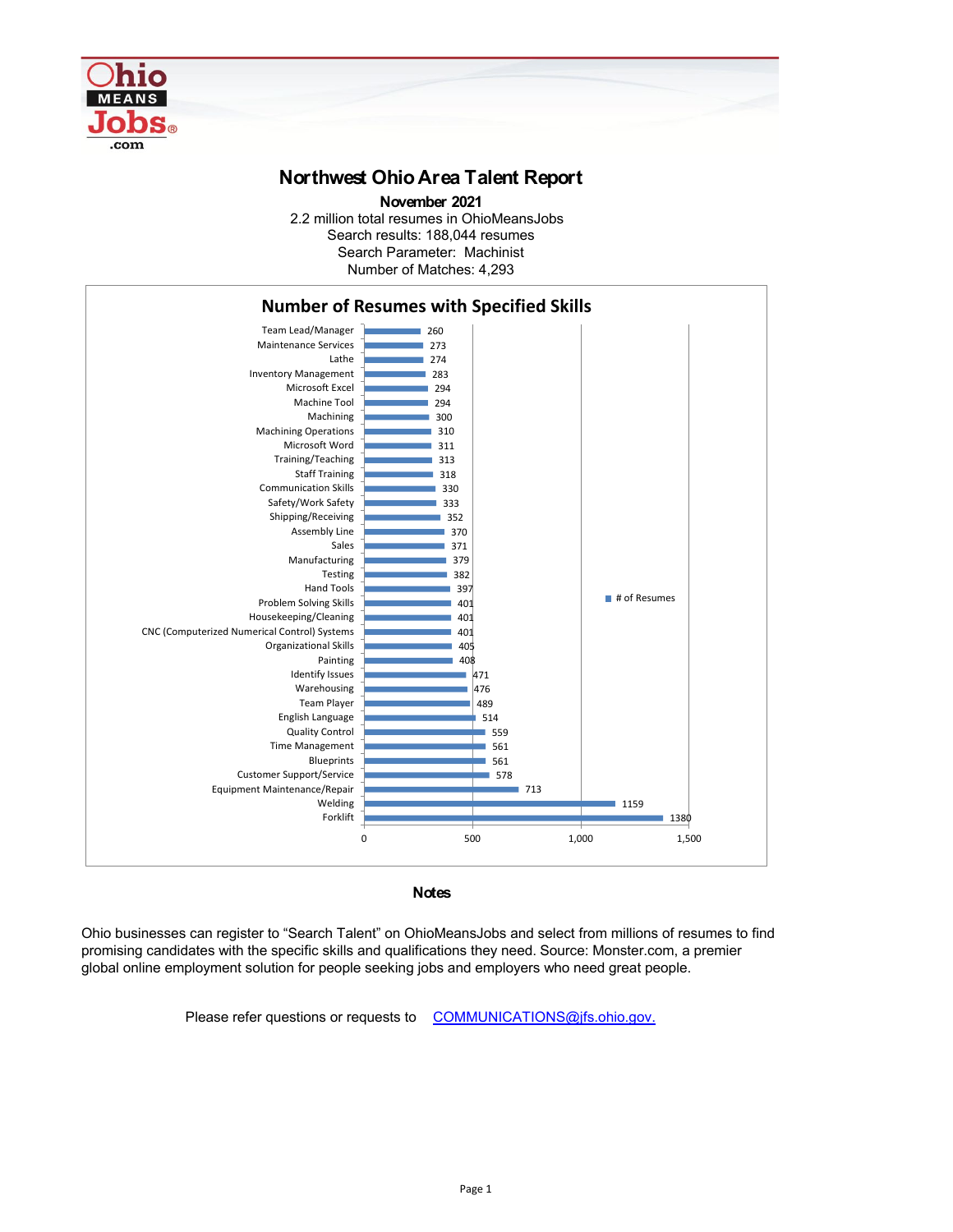# Northwest Ohio Area Talent Report

**November 2021**

2.2 million total resumes in OhioMeansJobs
Search results: 188,044 resumes
Search Parameter: Machinist
Number of Matches: 4,293

## Number of Resumes with Specified Skills

| Skill | # of Resumes |
|---|---|
| Team Lead/Manager | 260 |
| Maintenance Services | 273 |
| Lathe | 274 |
| Inventory Management | 283 |
| Microsoft Excel | 294 |
| Machine Tool | 294 |
| Machining | 300 |
| Machining Operations | 310 |
| Microsoft Word | 311 |
| Training/Teaching | 313 |
| Staff Training | 318 |
| Communication Skills | 330 |
| Safety/Work Safety | 333 |
| Shipping/Receiving | 352 |
| Assembly Line | 370 |
| Sales | 371 |
| Manufacturing | 379 |
| Testing | 382 |
| Hand Tools | 397 |
| Problem Solving Skills | 401 |
| Housekeeping/Cleaning | 401 |
| CNC (Computerized Numerical Control) Systems | 401 |
| Organizational Skills | 405 |
| Painting | 408 |
| Identify Issues | 471 |
| Warehousing | 476 |
| Team Player | 489 |
| English Language | 514 |
| Quality Control | 559 |
| Time Management | 561 |
| Blueprints | 561 |
| Customer Support/Service | 578 |
| Equipment Maintenance/Repair | 713 |
| Welding | 1159 |
| Forklift | 1380 |

### Notes

Ohio businesses can register to “Search Talent” on OhioMeansJobs and select from millions of resumes to find promising candidates with the specific skills and qualifications they need. Source: Monster.com, a premier global online employment solution for people seeking jobs and employers who need great people.

Please refer questions or requests to COMMUNICATIONS@jfs.ohio.gov.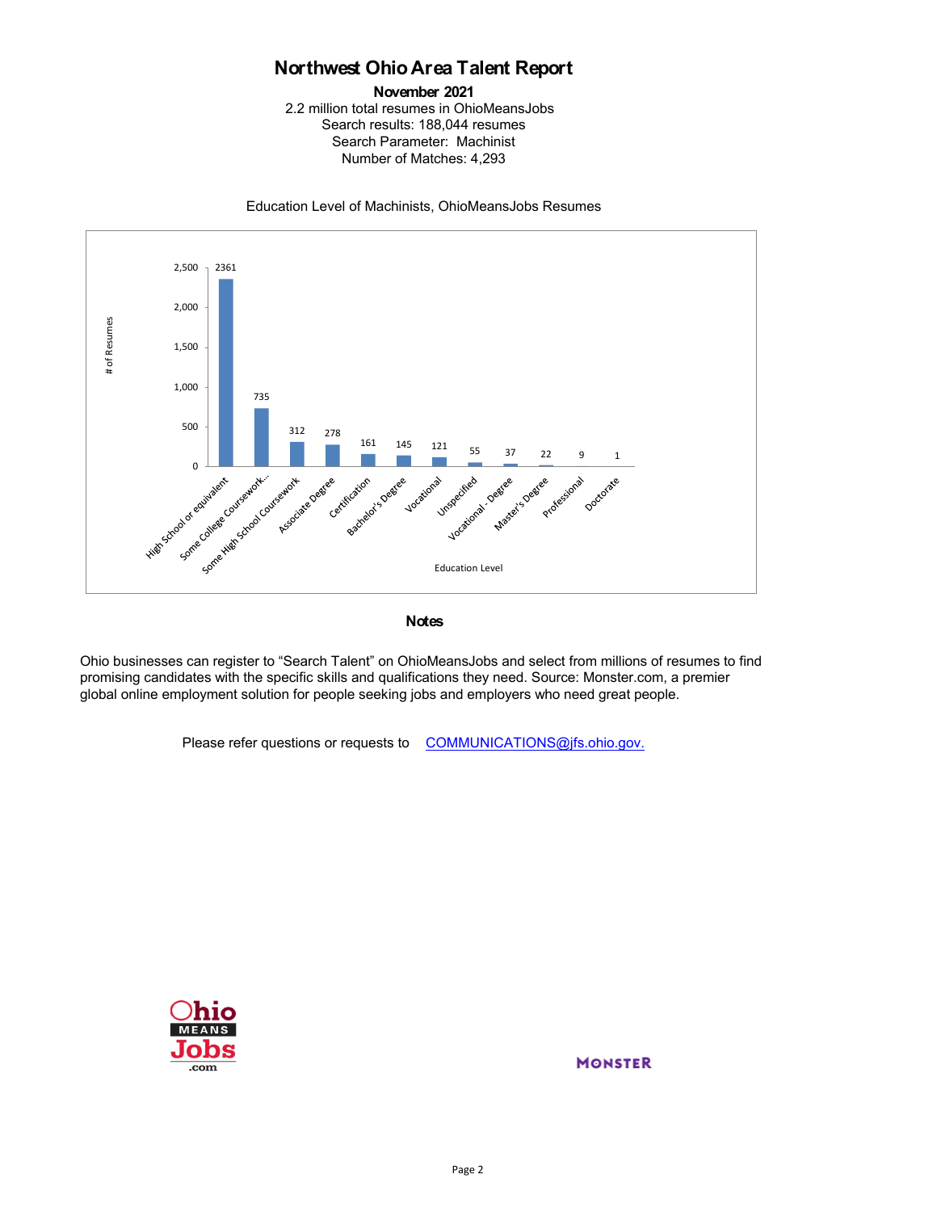# Northwest Ohio Area Talent Report

**November 2021**

2.2 million total resumes in OhioMeansJobs
Search results: 188,044 resumes
Search Parameter: Machinist
Number of Matches: 4,293

Education Level of Machinists, OhioMeansJobs Resumes

# of Resumes

2,500
2,000
1,500
1,000
500
0

2361
735
312
278
161
145
121
55
37
22
9
1

High School or equivalent
Some College Coursework...
Some High School Coursework
Associate Degree
Certification
Bachelor's Degree
Vocational
Unspecified
Vocational - Degree
Master's Degree
Professional
Doctorate

Education Level

## Notes

Ohio businesses can register to "Search Talent" on OhioMeansJobs and select from millions of resumes to find promising candidates with the specific skills and qualifications they need. Source: Monster.com, a premier global online employment solution for people seeking jobs and employers who need great people.

Please refer questions or requests to COMMUNICATIONS@jfs.ohio.gov.

Ohio MEANS Jobs .com

MONSTER